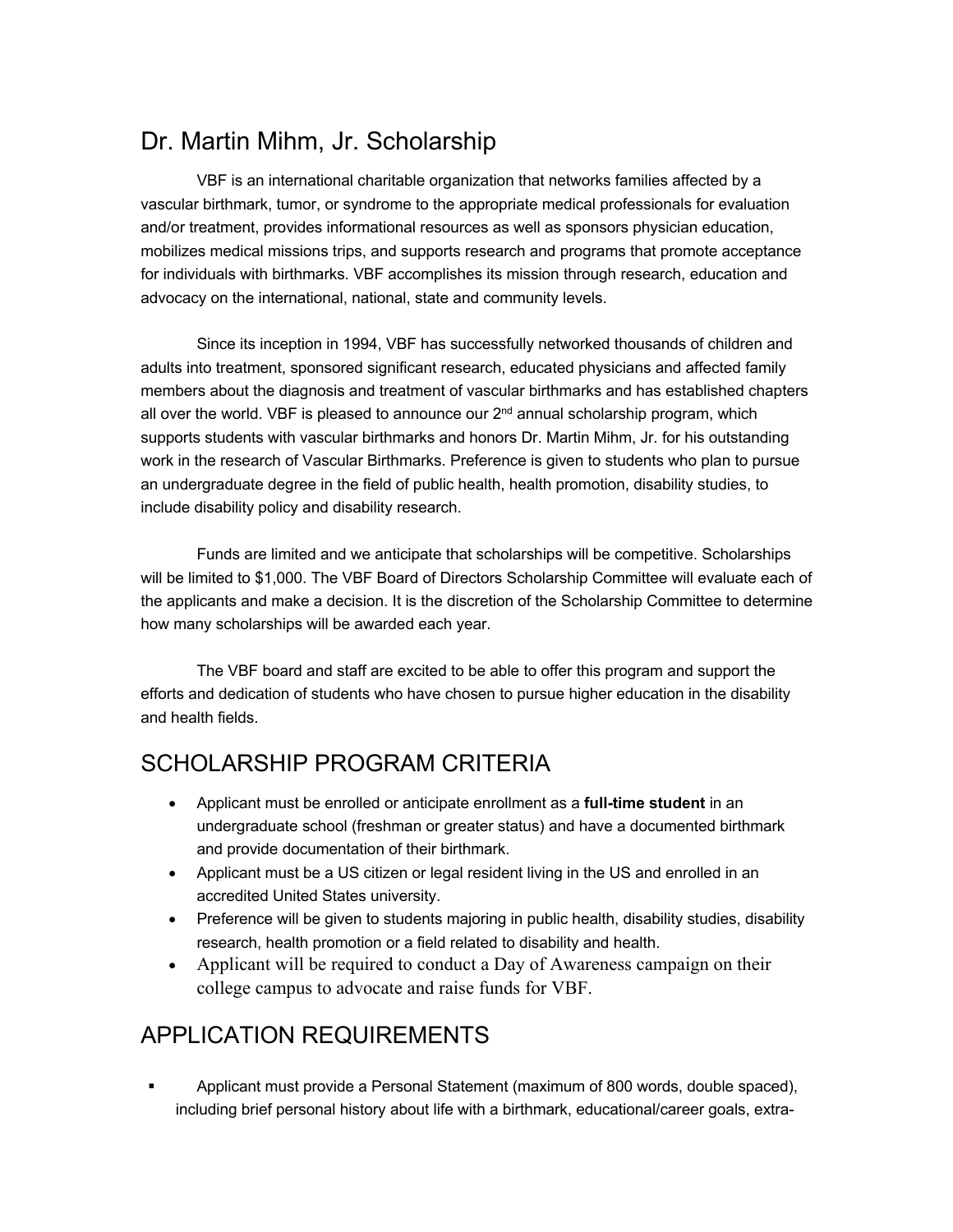# Dr. Martin Mihm, Jr. Scholarship

VBF is an international charitable organization that networks families affected by a vascular birthmark, tumor, or syndrome to the appropriate medical professionals for evaluation and/or treatment, provides informational resources as well as sponsors physician education, mobilizes medical missions trips, and supports research and programs that promote acceptance for individuals with birthmarks. VBF accomplishes its mission through research, education and advocacy on the international, national, state and community levels.

Since its inception in 1994, VBF has successfully networked thousands of children and adults into treatment, sponsored significant research, educated physicians and affected family members about the diagnosis and treatment of vascular birthmarks and has established chapters all over the world. VBF is pleased to announce our 2nd annual scholarship program, which supports students with vascular birthmarks and honors Dr. Martin Mihm, Jr. for his outstanding work in the research of Vascular Birthmarks. Preference is given to students who plan to pursue an undergraduate degree in the field of public health, health promotion, disability studies, to include disability policy and disability research.

Funds are limited and we anticipate that scholarships will be competitive. Scholarships will be limited to $1,000. The VBF Board of Directors Scholarship Committee will evaluate each of the applicants and make a decision. It is the discretion of the Scholarship Committee to determine how many scholarships will be awarded each year.

The VBF board and staff are excited to be able to offer this program and support the efforts and dedication of students who have chosen to pursue higher education in the disability and health fields.

## SCHOLARSHIP PROGRAM CRITERIA

- Applicant must be enrolled or anticipate enrollment as a **full-time student** in an undergraduate school (freshman or greater status) and have a documented birthmark and provide documentation of their birthmark.
- Applicant must be a US citizen or legal resident living in the US and enrolled in an accredited United States university.
- Preference will be given to students majoring in public health, disability studies, disability research, health promotion or a field related to disability and health.
- Applicant will be required to conduct a Day of Awareness campaign on their college campus to advocate and raise funds for VBF.

## APPLICATION REQUIREMENTS

- Applicant must provide a Personal Statement (maximum of 800 words, double spaced), including brief personal history about life with a birthmark, educational/career goals, extra-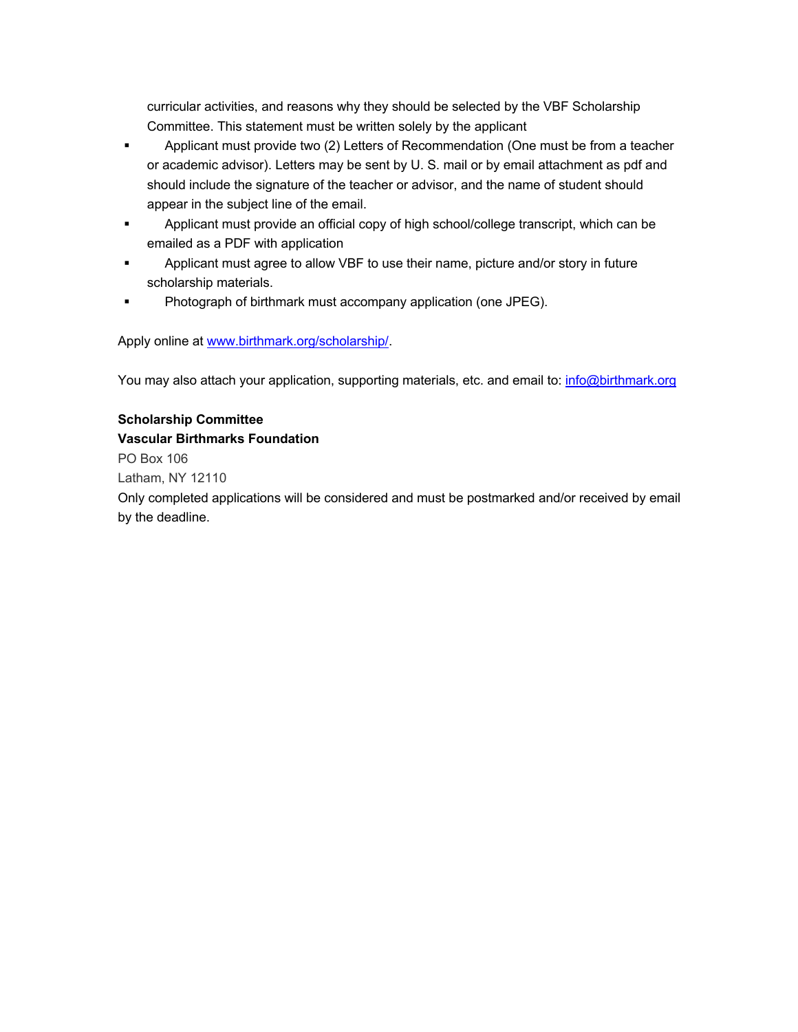curricular activities, and reasons why they should be selected by the VBF Scholarship Committee. This statement must be written solely by the applicant

- Applicant must provide two (2) Letters of Recommendation (One must be from a teacher or academic advisor). Letters may be sent by U. S. mail or by email attachment as pdf and should include the signature of the teacher or advisor, and the name of student should appear in the subject line of the email.
- Applicant must provide an official copy of high school/college transcript, which can be emailed as a PDF with application
- Applicant must agree to allow VBF to use their name, picture and/or story in future scholarship materials.
- Photograph of birthmark must accompany application (one JPEG).

Apply online at [www.birthmark.org/scholarship/](www.birthmark.org/scholarship/).

You may also attach your application, supporting materials, etc. and email to: [info@birthmark.org](mailto:info@birthmark.org)

**Scholarship Committee**
**Vascular Birthmarks Foundation**
PO Box 106
Latham, NY 12110
Only completed applications will be considered and must be postmarked and/or received by email by the deadline.